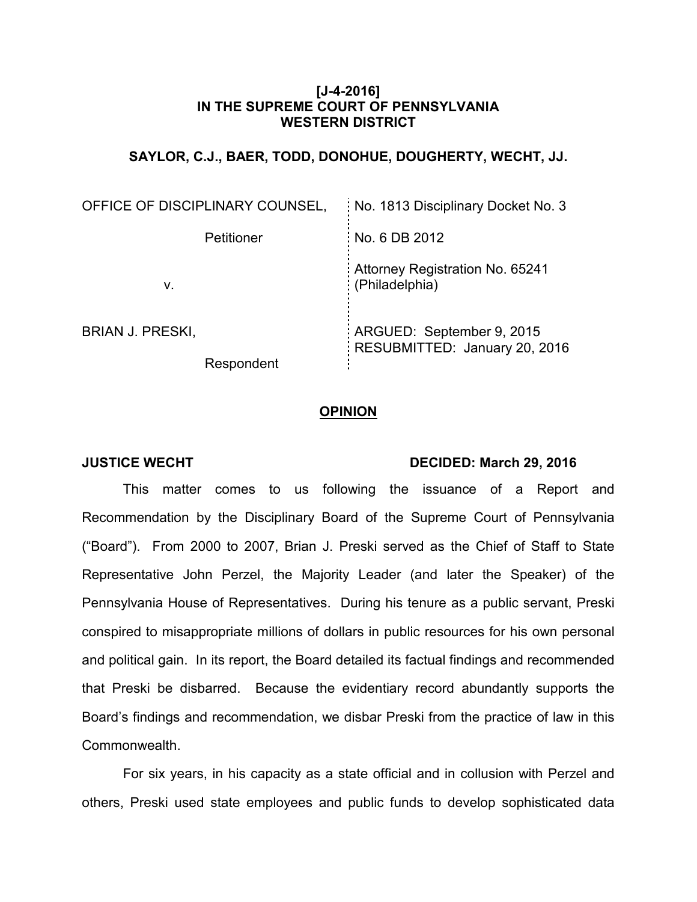**[J-4-2016]**
**IN THE SUPREME COURT OF PENNSYLVANIA**
**WESTERN DISTRICT**

**SAYLOR, C.J., BAER, TODD, DONOHUE, DOUGHERTY, WECHT, JJ.**

| | |
|---|---|
| OFFICE OF DISCIPLINARY COUNSEL, | No. 1813 Disciplinary Docket No. 3 |
| Petitioner | No. 6 DB 2012 |
| v. | Attorney Registration No. 65241 (Philadelphia) |
| BRIAN J. PRESKI, | ARGUED: September 9, 2015 RESUBMITTED: January 20, 2016 |
| Respondent | |

## OPINION

**JUSTICE WECHT** **DECIDED: March 29, 2016**

This matter comes to us following the issuance of a Report and Recommendation by the Disciplinary Board of the Supreme Court of Pennsylvania ("Board"). From 2000 to 2007, Brian J. Preski served as the Chief of Staff to State Representative John Perzel, the Majority Leader (and later the Speaker) of the Pennsylvania House of Representatives. During his tenure as a public servant, Preski conspired to misappropriate millions of dollars in public resources for his own personal and political gain. In its report, the Board detailed its factual findings and recommended that Preski be disbarred. Because the evidentiary record abundantly supports the Board's findings and recommendation, we disbar Preski from the practice of law in this Commonwealth.

For six years, in his capacity as a state official and in collusion with Perzel and others, Preski used state employees and public funds to develop sophisticated data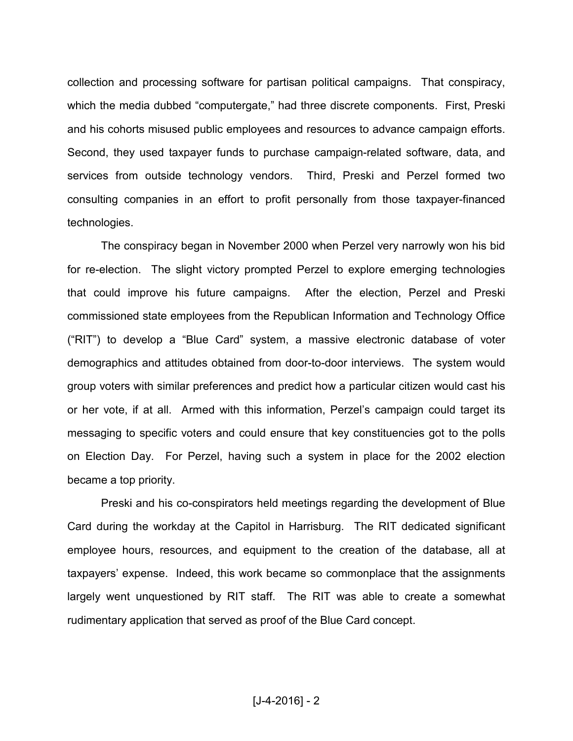collection and processing software for partisan political campaigns. That conspiracy, which the media dubbed "computergate," had three discrete components. First, Preski and his cohorts misused public employees and resources to advance campaign efforts. Second, they used taxpayer funds to purchase campaign-related software, data, and services from outside technology vendors. Third, Preski and Perzel formed two consulting companies in an effort to profit personally from those taxpayer-financed technologies.

The conspiracy began in November 2000 when Perzel very narrowly won his bid for re-election. The slight victory prompted Perzel to explore emerging technologies that could improve his future campaigns. After the election, Perzel and Preski commissioned state employees from the Republican Information and Technology Office ("RIT") to develop a "Blue Card" system, a massive electronic database of voter demographics and attitudes obtained from door-to-door interviews. The system would group voters with similar preferences and predict how a particular citizen would cast his or her vote, if at all. Armed with this information, Perzel's campaign could target its messaging to specific voters and could ensure that key constituencies got to the polls on Election Day. For Perzel, having such a system in place for the 2002 election became a top priority.

Preski and his co-conspirators held meetings regarding the development of Blue Card during the workday at the Capitol in Harrisburg. The RIT dedicated significant employee hours, resources, and equipment to the creation of the database, all at taxpayers' expense. Indeed, this work became so commonplace that the assignments largely went unquestioned by RIT staff. The RIT was able to create a somewhat rudimentary application that served as proof of the Blue Card concept.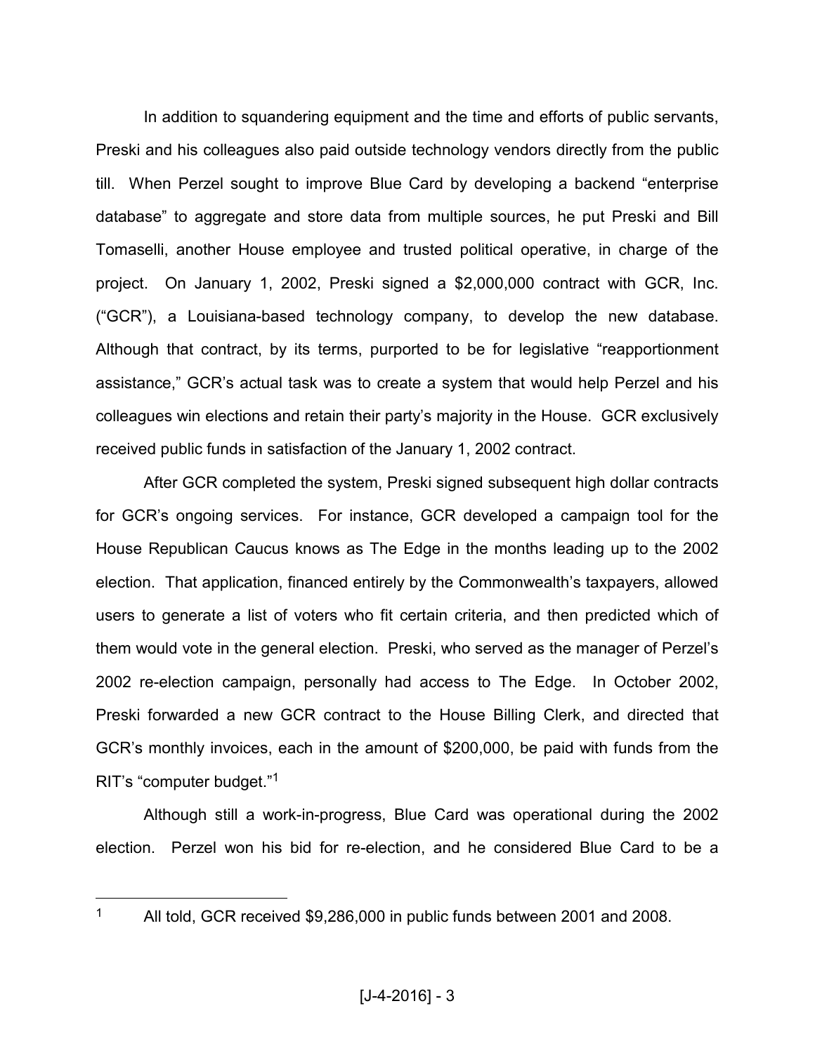In addition to squandering equipment and the time and efforts of public servants, Preski and his colleagues also paid outside technology vendors directly from the public till. When Perzel sought to improve Blue Card by developing a backend "enterprise database" to aggregate and store data from multiple sources, he put Preski and Bill Tomaselli, another House employee and trusted political operative, in charge of the project. On January 1, 2002, Preski signed a $2,000,000 contract with GCR, Inc. ("GCR"), a Louisiana-based technology company, to develop the new database. Although that contract, by its terms, purported to be for legislative "reapportionment assistance," GCR's actual task was to create a system that would help Perzel and his colleagues win elections and retain their party's majority in the House. GCR exclusively received public funds in satisfaction of the January 1, 2002 contract.

After GCR completed the system, Preski signed subsequent high dollar contracts for GCR's ongoing services. For instance, GCR developed a campaign tool for the House Republican Caucus knows as The Edge in the months leading up to the 2002 election. That application, financed entirely by the Commonwealth's taxpayers, allowed users to generate a list of voters who fit certain criteria, and then predicted which of them would vote in the general election. Preski, who served as the manager of Perzel's 2002 re-election campaign, personally had access to The Edge. In October 2002, Preski forwarded a new GCR contract to the House Billing Clerk, and directed that GCR's monthly invoices, each in the amount of $200,000, be paid with funds from the RIT's "computer budget."[1]

Although still a work-in-progress, Blue Card was operational during the 2002 election. Perzel won his bid for re-election, and he considered Blue Card to be a

---

[1] All told, GCR received $9,286,000 in public funds between 2001 and 2008.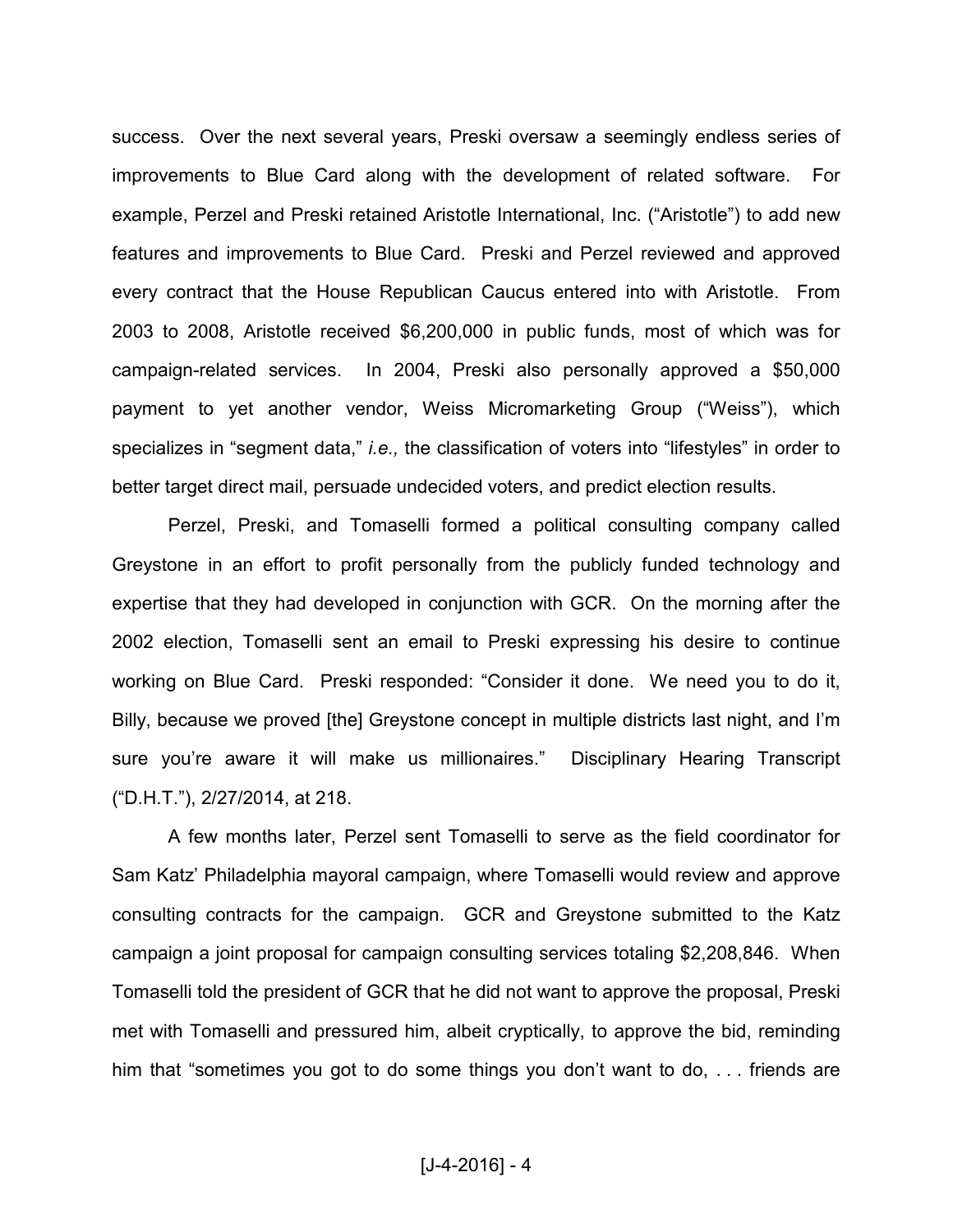success. Over the next several years, Preski oversaw a seemingly endless series of improvements to Blue Card along with the development of related software. For example, Perzel and Preski retained Aristotle International, Inc. ("Aristotle") to add new features and improvements to Blue Card. Preski and Perzel reviewed and approved every contract that the House Republican Caucus entered into with Aristotle. From 2003 to 2008, Aristotle received $6,200,000 in public funds, most of which was for campaign-related services. In 2004, Preski also personally approved a $50,000 payment to yet another vendor, Weiss Micromarketing Group ("Weiss"), which specializes in "segment data," *i.e.,* the classification of voters into "lifestyles" in order to better target direct mail, persuade undecided voters, and predict election results.

Perzel, Preski, and Tomaselli formed a political consulting company called Greystone in an effort to profit personally from the publicly funded technology and expertise that they had developed in conjunction with GCR. On the morning after the 2002 election, Tomaselli sent an email to Preski expressing his desire to continue working on Blue Card. Preski responded: "Consider it done. We need you to do it, Billy, because we proved [the] Greystone concept in multiple districts last night, and I'm sure you're aware it will make us millionaires." Disciplinary Hearing Transcript ("D.H.T."), 2/27/2014, at 218.

A few months later, Perzel sent Tomaselli to serve as the field coordinator for Sam Katz' Philadelphia mayoral campaign, where Tomaselli would review and approve consulting contracts for the campaign. GCR and Greystone submitted to the Katz campaign a joint proposal for campaign consulting services totaling $2,208,846. When Tomaselli told the president of GCR that he did not want to approve the proposal, Preski met with Tomaselli and pressured him, albeit cryptically, to approve the bid, reminding him that "sometimes you got to do some things you don't want to do, . . . friends are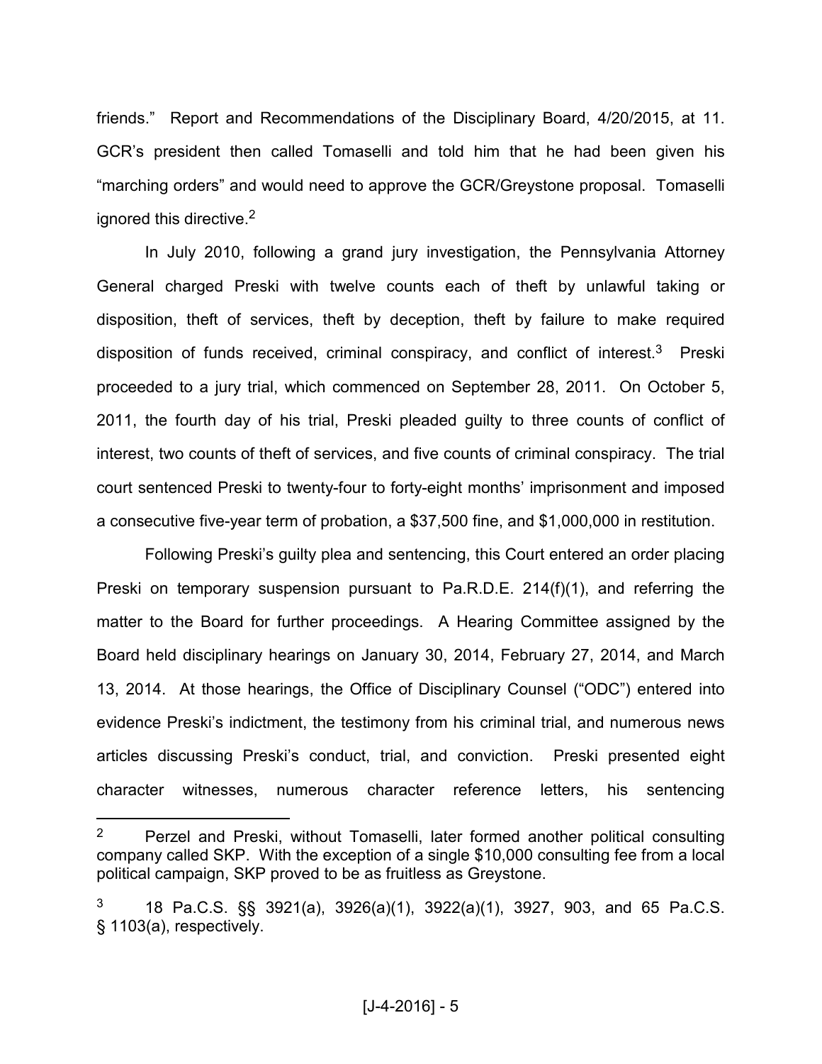friends." Report and Recommendations of the Disciplinary Board, 4/20/2015, at 11. GCR's president then called Tomaselli and told him that he had been given his "marching orders" and would need to approve the GCR/Greystone proposal. Tomaselli ignored this directive.[2]

In July 2010, following a grand jury investigation, the Pennsylvania Attorney General charged Preski with twelve counts each of theft by unlawful taking or disposition, theft of services, theft by deception, theft by failure to make required disposition of funds received, criminal conspiracy, and conflict of interest.[3] Preski proceeded to a jury trial, which commenced on September 28, 2011. On October 5, 2011, the fourth day of his trial, Preski pleaded guilty to three counts of conflict of interest, two counts of theft of services, and five counts of criminal conspiracy. The trial court sentenced Preski to twenty-four to forty-eight months' imprisonment and imposed a consecutive five-year term of probation, a $37,500 fine, and $1,000,000 in restitution.

Following Preski's guilty plea and sentencing, this Court entered an order placing Preski on temporary suspension pursuant to Pa.R.D.E. 214(f)(1), and referring the matter to the Board for further proceedings. A Hearing Committee assigned by the Board held disciplinary hearings on January 30, 2014, February 27, 2014, and March 13, 2014. At those hearings, the Office of Disciplinary Counsel ("ODC") entered into evidence Preski's indictment, the testimony from his criminal trial, and numerous news articles discussing Preski's conduct, trial, and conviction. Preski presented eight character witnesses, numerous character reference letters, his sentencing

---

[2] Perzel and Preski, without Tomaselli, later formed another political consulting company called SKP. With the exception of a single $10,000 consulting fee from a local political campaign, SKP proved to be as fruitless as Greystone.

[3] 18 Pa.C.S. §§ 3921(a), 3926(a)(1), 3922(a)(1), 3927, 903, and 65 Pa.C.S. § 1103(a), respectively.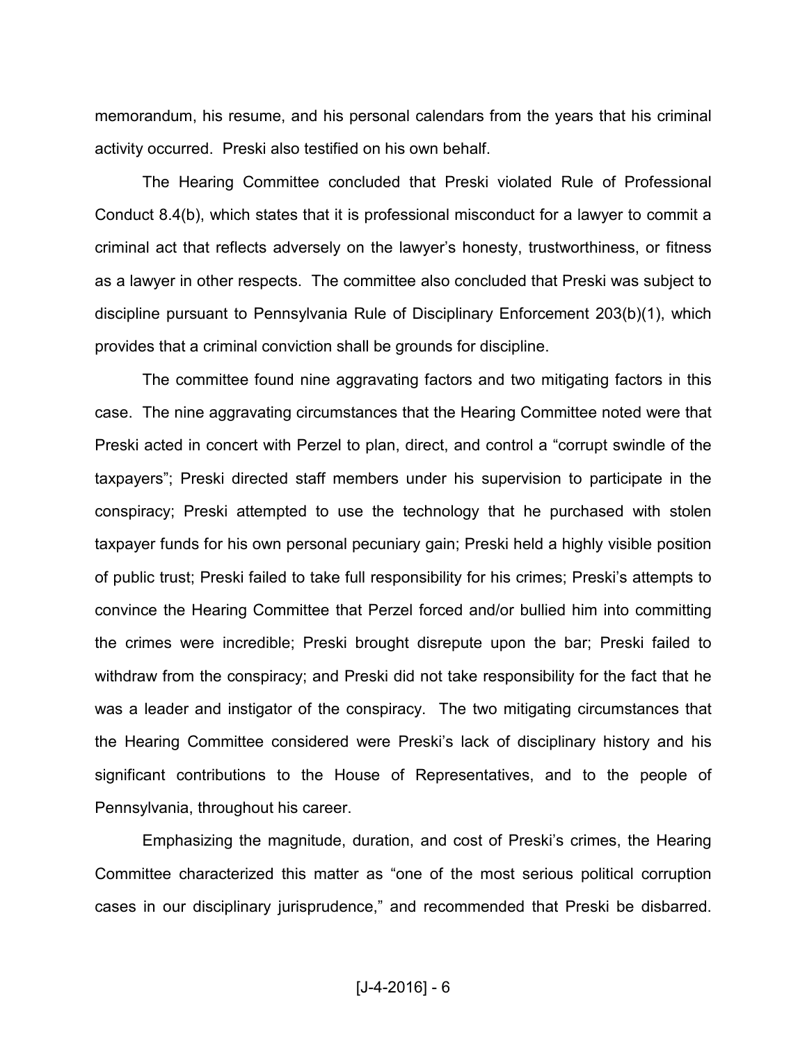memorandum, his resume, and his personal calendars from the years that his criminal activity occurred. Preski also testified on his own behalf.

The Hearing Committee concluded that Preski violated Rule of Professional Conduct 8.4(b), which states that it is professional misconduct for a lawyer to commit a criminal act that reflects adversely on the lawyer's honesty, trustworthiness, or fitness as a lawyer in other respects. The committee also concluded that Preski was subject to discipline pursuant to Pennsylvania Rule of Disciplinary Enforcement 203(b)(1), which provides that a criminal conviction shall be grounds for discipline.

The committee found nine aggravating factors and two mitigating factors in this case. The nine aggravating circumstances that the Hearing Committee noted were that Preski acted in concert with Perzel to plan, direct, and control a "corrupt swindle of the taxpayers"; Preski directed staff members under his supervision to participate in the conspiracy; Preski attempted to use the technology that he purchased with stolen taxpayer funds for his own personal pecuniary gain; Preski held a highly visible position of public trust; Preski failed to take full responsibility for his crimes; Preski's attempts to convince the Hearing Committee that Perzel forced and/or bullied him into committing the crimes were incredible; Preski brought disrepute upon the bar; Preski failed to withdraw from the conspiracy; and Preski did not take responsibility for the fact that he was a leader and instigator of the conspiracy. The two mitigating circumstances that the Hearing Committee considered were Preski's lack of disciplinary history and his significant contributions to the House of Representatives, and to the people of Pennsylvania, throughout his career.

Emphasizing the magnitude, duration, and cost of Preski's crimes, the Hearing Committee characterized this matter as "one of the most serious political corruption cases in our disciplinary jurisprudence," and recommended that Preski be disbarred.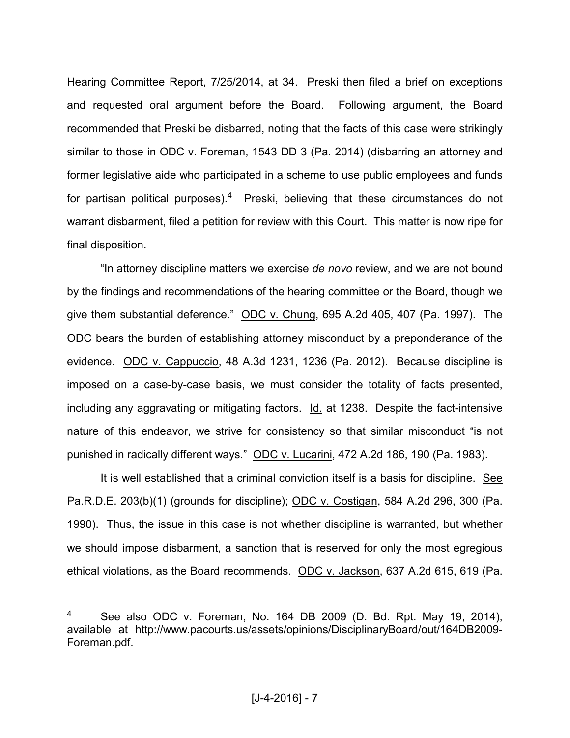Hearing Committee Report, 7/25/2014, at 34. Preski then filed a brief on exceptions and requested oral argument before the Board. Following argument, the Board recommended that Preski be disbarred, noting that the facts of this case were strikingly similar to those in ODC v. Foreman, 1543 DD 3 (Pa. 2014) (disbarring an attorney and former legislative aide who participated in a scheme to use public employees and funds for partisan political purposes).[4] Preski, believing that these circumstances do not warrant disbarment, filed a petition for review with this Court. This matter is now ripe for final disposition.

"In attorney discipline matters we exercise *de novo* review, and we are not bound by the findings and recommendations of the hearing committee or the Board, though we give them substantial deference." ODC v. Chung, 695 A.2d 405, 407 (Pa. 1997). The ODC bears the burden of establishing attorney misconduct by a preponderance of the evidence. ODC v. Cappuccio, 48 A.3d 1231, 1236 (Pa. 2012). Because discipline is imposed on a case-by-case basis, we must consider the totality of facts presented, including any aggravating or mitigating factors. Id. at 1238. Despite the fact-intensive nature of this endeavor, we strive for consistency so that similar misconduct "is not punished in radically different ways." ODC v. Lucarini, 472 A.2d 186, 190 (Pa. 1983).

It is well established that a criminal conviction itself is a basis for discipline. See Pa.R.D.E. 203(b)(1) (grounds for discipline); ODC v. Costigan, 584 A.2d 296, 300 (Pa. 1990). Thus, the issue in this case is not whether discipline is warranted, but whether we should impose disbarment, a sanction that is reserved for only the most egregious ethical violations, as the Board recommends. ODC v. Jackson, 637 A.2d 615, 619 (Pa.

---

[4] See also ODC v. Foreman, No. 164 DB 2009 (D. Bd. Rpt. May 19, 2014), available at http://www.pacourts.us/assets/opinions/DisciplinaryBoard/out/164DB2009-Foreman.pdf.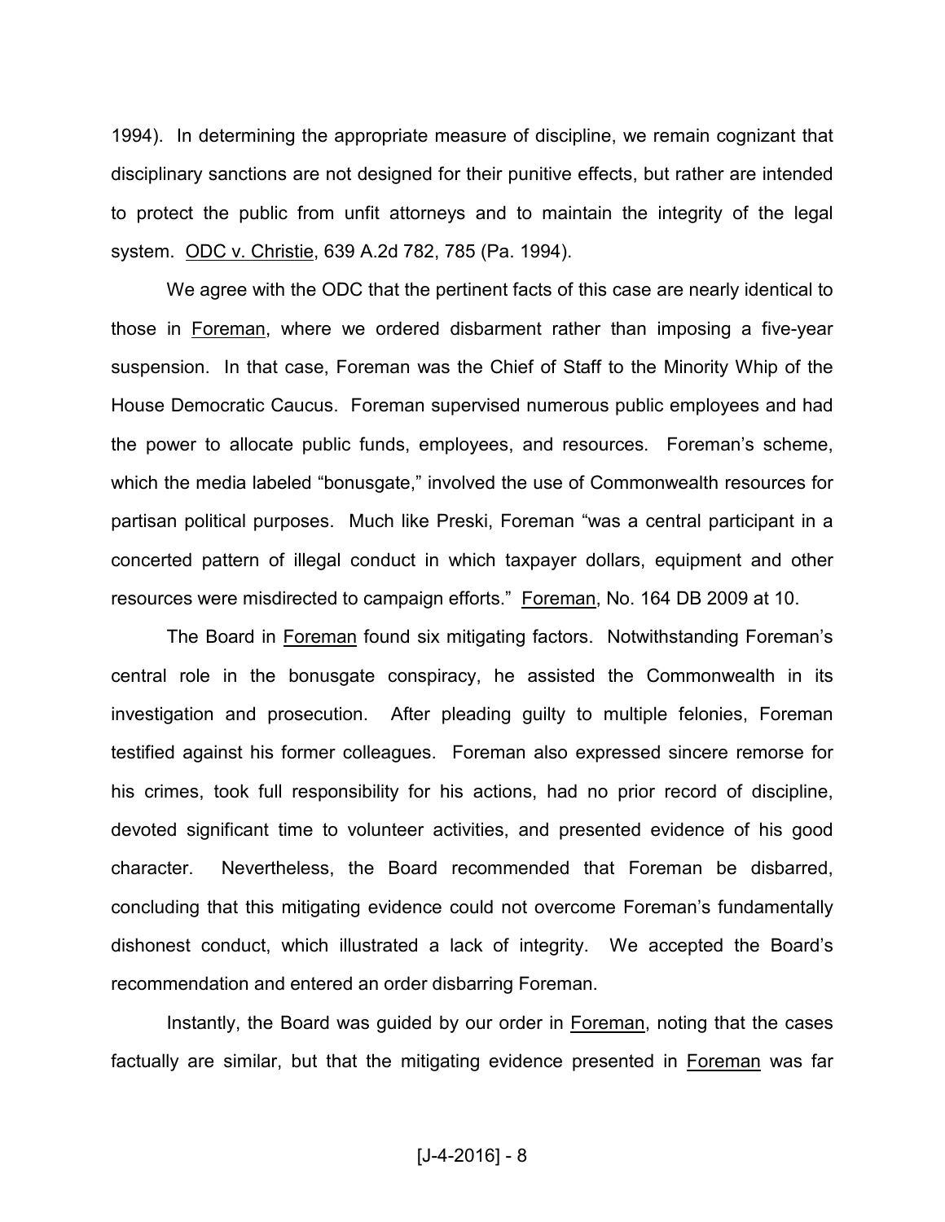1994). In determining the appropriate measure of discipline, we remain cognizant that disciplinary sanctions are not designed for their punitive effects, but rather are intended to protect the public from unfit attorneys and to maintain the integrity of the legal system. ODC v. Christie, 639 A.2d 782, 785 (Pa. 1994).

We agree with the ODC that the pertinent facts of this case are nearly identical to those in Foreman, where we ordered disbarment rather than imposing a five-year suspension. In that case, Foreman was the Chief of Staff to the Minority Whip of the House Democratic Caucus. Foreman supervised numerous public employees and had the power to allocate public funds, employees, and resources. Foreman's scheme, which the media labeled "bonusgate," involved the use of Commonwealth resources for partisan political purposes. Much like Preski, Foreman "was a central participant in a concerted pattern of illegal conduct in which taxpayer dollars, equipment and other resources were misdirected to campaign efforts." Foreman, No. 164 DB 2009 at 10.

The Board in Foreman found six mitigating factors. Notwithstanding Foreman's central role in the bonusgate conspiracy, he assisted the Commonwealth in its investigation and prosecution. After pleading guilty to multiple felonies, Foreman testified against his former colleagues. Foreman also expressed sincere remorse for his crimes, took full responsibility for his actions, had no prior record of discipline, devoted significant time to volunteer activities, and presented evidence of his good character. Nevertheless, the Board recommended that Foreman be disbarred, concluding that this mitigating evidence could not overcome Foreman's fundamentally dishonest conduct, which illustrated a lack of integrity. We accepted the Board's recommendation and entered an order disbarring Foreman.

Instantly, the Board was guided by our order in Foreman, noting that the cases factually are similar, but that the mitigating evidence presented in Foreman was far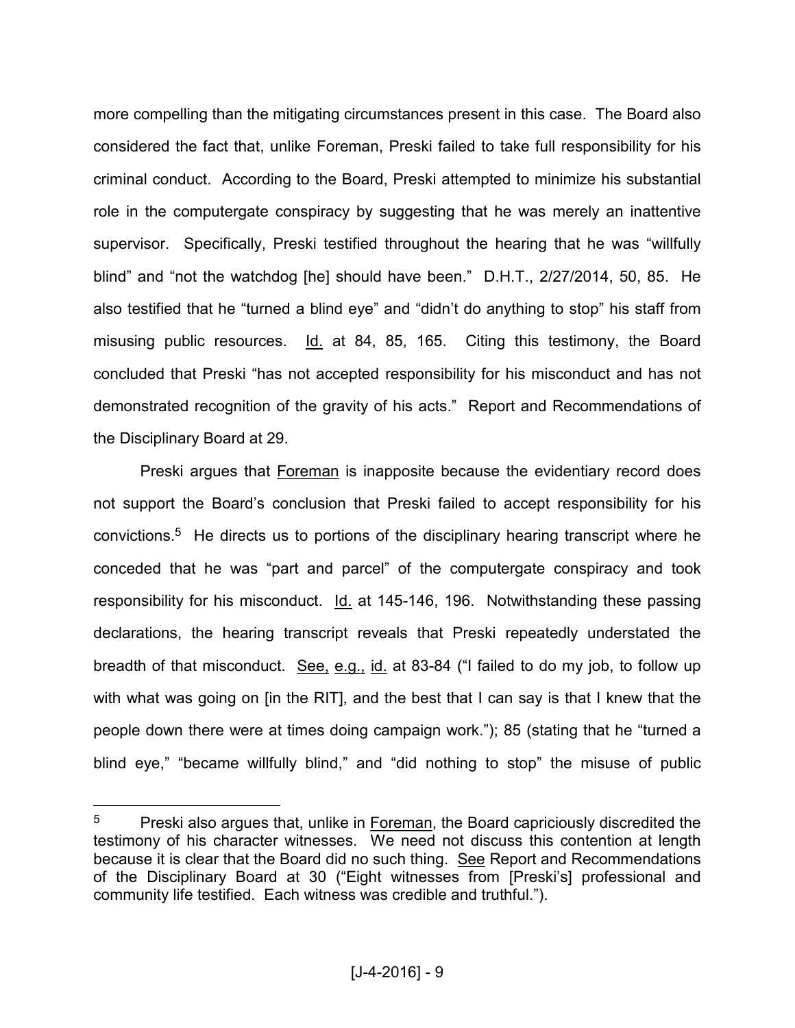more compelling than the mitigating circumstances present in this case. The Board also considered the fact that, unlike Foreman, Preski failed to take full responsibility for his criminal conduct. According to the Board, Preski attempted to minimize his substantial role in the computergate conspiracy by suggesting that he was merely an inattentive supervisor. Specifically, Preski testified throughout the hearing that he was "willfully blind" and "not the watchdog [he] should have been." D.H.T., 2/27/2014, 50, 85. He also testified that he "turned a blind eye" and "didn't do anything to stop" his staff from misusing public resources. Id. at 84, 85, 165. Citing this testimony, the Board concluded that Preski "has not accepted responsibility for his misconduct and has not demonstrated recognition of the gravity of his acts." Report and Recommendations of the Disciplinary Board at 29.

Preski argues that Foreman is inapposite because the evidentiary record does not support the Board's conclusion that Preski failed to accept responsibility for his convictions.[5] He directs us to portions of the disciplinary hearing transcript where he conceded that he was "part and parcel" of the computergate conspiracy and took responsibility for his misconduct. Id. at 145-146, 196. Notwithstanding these passing declarations, the hearing transcript reveals that Preski repeatedly understated the breadth of that misconduct. See, e.g., id. at 83-84 ("I failed to do my job, to follow up with what was going on [in the RIT], and the best that I can say is that I knew that the people down there were at times doing campaign work."); 85 (stating that he "turned a blind eye," "became willfully blind," and "did nothing to stop" the misuse of public

---

[5] Preski also argues that, unlike in Foreman, the Board capriciously discredited the testimony of his character witnesses. We need not discuss this contention at length because it is clear that the Board did no such thing. See Report and Recommendations of the Disciplinary Board at 30 ("Eight witnesses from [Preski's] professional and community life testified. Each witness was credible and truthful.").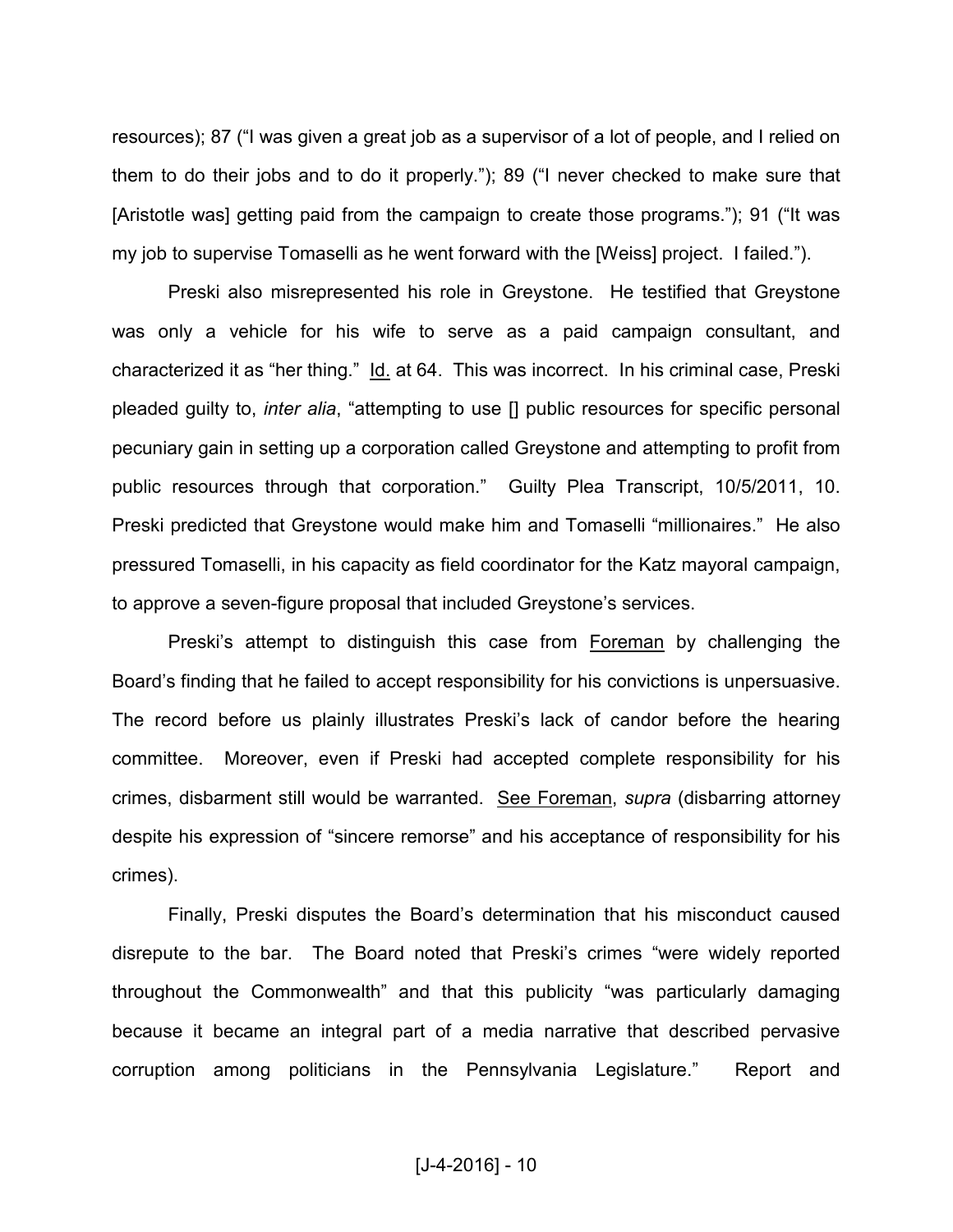resources); 87 ("I was given a great job as a supervisor of a lot of people, and I relied on them to do their jobs and to do it properly."); 89 ("I never checked to make sure that [Aristotle was] getting paid from the campaign to create those programs."); 91 ("It was my job to supervise Tomaselli as he went forward with the [Weiss] project. I failed.").

Preski also misrepresented his role in Greystone. He testified that Greystone was only a vehicle for his wife to serve as a paid campaign consultant, and characterized it as "her thing." Id. at 64. This was incorrect. In his criminal case, Preski pleaded guilty to, *inter alia*, "attempting to use [] public resources for specific personal pecuniary gain in setting up a corporation called Greystone and attempting to profit from public resources through that corporation." Guilty Plea Transcript, 10/5/2011, 10. Preski predicted that Greystone would make him and Tomaselli "millionaires." He also pressured Tomaselli, in his capacity as field coordinator for the Katz mayoral campaign, to approve a seven-figure proposal that included Greystone's services.

Preski's attempt to distinguish this case from Foreman by challenging the Board's finding that he failed to accept responsibility for his convictions is unpersuasive. The record before us plainly illustrates Preski's lack of candor before the hearing committee. Moreover, even if Preski had accepted complete responsibility for his crimes, disbarment still would be warranted. See Foreman, *supra* (disbarring attorney despite his expression of "sincere remorse" and his acceptance of responsibility for his crimes).

Finally, Preski disputes the Board's determination that his misconduct caused disrepute to the bar. The Board noted that Preski's crimes "were widely reported throughout the Commonwealth" and that this publicity "was particularly damaging because it became an integral part of a media narrative that described pervasive corruption among politicians in the Pennsylvania Legislature." Report and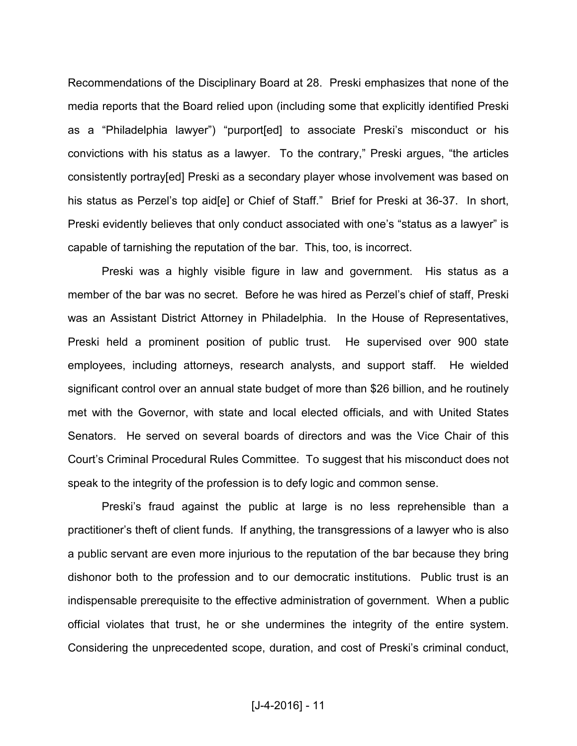Recommendations of the Disciplinary Board at 28. Preski emphasizes that none of the media reports that the Board relied upon (including some that explicitly identified Preski as a "Philadelphia lawyer") "purport[ed] to associate Preski's misconduct or his convictions with his status as a lawyer. To the contrary," Preski argues, "the articles consistently portray[ed] Preski as a secondary player whose involvement was based on his status as Perzel's top aid[e] or Chief of Staff." Brief for Preski at 36-37. In short, Preski evidently believes that only conduct associated with one's "status as a lawyer" is capable of tarnishing the reputation of the bar. This, too, is incorrect.

Preski was a highly visible figure in law and government. His status as a member of the bar was no secret. Before he was hired as Perzel's chief of staff, Preski was an Assistant District Attorney in Philadelphia. In the House of Representatives, Preski held a prominent position of public trust. He supervised over 900 state employees, including attorneys, research analysts, and support staff. He wielded significant control over an annual state budget of more than $26 billion, and he routinely met with the Governor, with state and local elected officials, and with United States Senators. He served on several boards of directors and was the Vice Chair of this Court's Criminal Procedural Rules Committee. To suggest that his misconduct does not speak to the integrity of the profession is to defy logic and common sense.

Preski's fraud against the public at large is no less reprehensible than a practitioner's theft of client funds. If anything, the transgressions of a lawyer who is also a public servant are even more injurious to the reputation of the bar because they bring dishonor both to the profession and to our democratic institutions. Public trust is an indispensable prerequisite to the effective administration of government. When a public official violates that trust, he or she undermines the integrity of the entire system. Considering the unprecedented scope, duration, and cost of Preski's criminal conduct,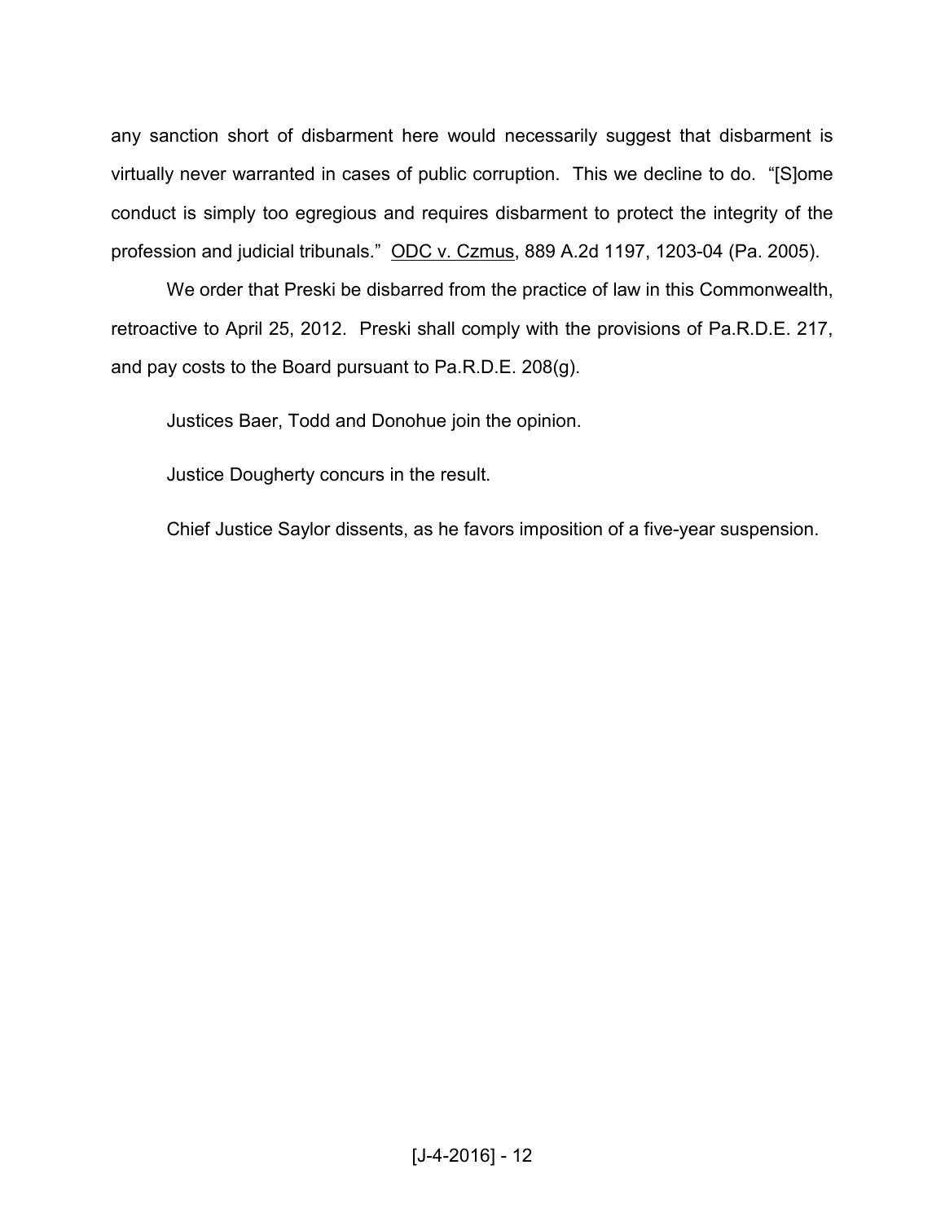any sanction short of disbarment here would necessarily suggest that disbarment is virtually never warranted in cases of public corruption. This we decline to do. "[S]ome conduct is simply too egregious and requires disbarment to protect the integrity of the profession and judicial tribunals." ODC v. Czmus, 889 A.2d 1197, 1203-04 (Pa. 2005).

We order that Preski be disbarred from the practice of law in this Commonwealth, retroactive to April 25, 2012. Preski shall comply with the provisions of Pa.R.D.E. 217, and pay costs to the Board pursuant to Pa.R.D.E. 208(g).

Justices Baer, Todd and Donohue join the opinion.

Justice Dougherty concurs in the result.

Chief Justice Saylor dissents, as he favors imposition of a five-year suspension.